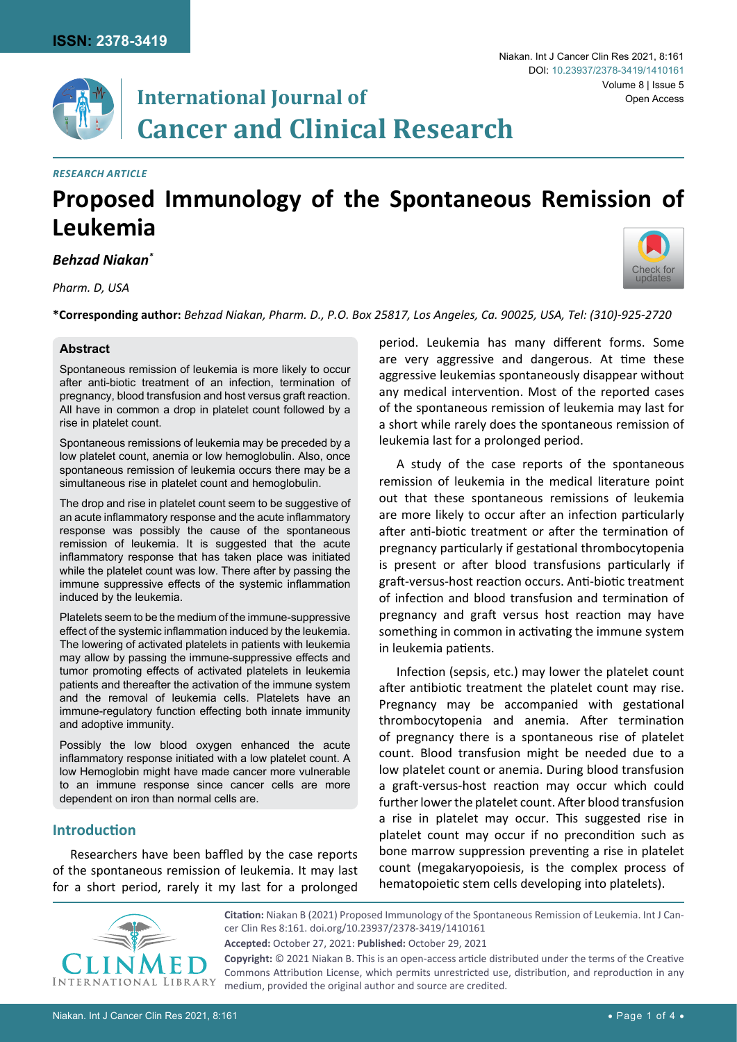*RESEARCH ARTICLE*

# Proposed Immunology of the Spontaneous Remission of Leukemia

***Behzad Niakan****

*Pharm. D, USA*

**\*Corresponding author:** *Behzad Niakan, Pharm. D., P.O. Box 25817, Los Angeles, Ca. 90025, USA, Tel: (310)-925-2720*

### Abstract

Spontaneous remission of leukemia is more likely to occur after anti-biotic treatment of an infection, termination of pregnancy, blood transfusion and host versus graft reaction. All have in common a drop in platelet count followed by a rise in platelet count.

Spontaneous remissions of leukemia may be preceded by a low platelet count, anemia or low hemoglobulin. Also, once spontaneous remission of leukemia occurs there may be a simultaneous rise in platelet count and hemoglobulin.

The drop and rise in platelet count seem to be suggestive of an acute inflammatory response and the acute inflammatory response was possibly the cause of the spontaneous remission of leukemia. It is suggested that the acute inflammatory response that has taken place was initiated while the platelet count was low. There after by passing the immune suppressive effects of the systemic inflammation induced by the leukemia.

Platelets seem to be the medium of the immune-suppressive effect of the systemic inflammation induced by the leukemia. The lowering of activated platelets in patients with leukemia may allow by passing the immune-suppressive effects and tumor promoting effects of activated platelets in leukemia patients and thereafter the activation of the immune system and the removal of leukemia cells. Platelets have an immune-regulatory function effecting both innate immunity and adoptive immunity.

Possibly the low blood oxygen enhanced the acute inflammatory response initiated with a low platelet count. A low Hemoglobin might have made cancer more vulnerable to an immune response since cancer cells are more dependent on iron than normal cells are.

## Introduction

Researchers have been baffled by the case reports of the spontaneous remission of leukemia. It may last for a short period, rarely it my last for a prolonged period. Leukemia has many different forms. Some are very aggressive and dangerous. At time these aggressive leukemias spontaneously disappear without any medical intervention. Most of the reported cases of the spontaneous remission of leukemia may last for a short while rarely does the spontaneous remission of leukemia last for a prolonged period.

A study of the case reports of the spontaneous remission of leukemia in the medical literature point out that these spontaneous remissions of leukemia are more likely to occur after an infection particularly after anti-biotic treatment or after the termination of pregnancy particularly if gestational thrombocytopenia is present or after blood transfusions particularly if graft-versus-host reaction occurs. Anti-biotic treatment of infection and blood transfusion and termination of pregnancy and graft versus host reaction may have something in common in activating the immune system in leukemia patients.

Infection (sepsis, etc.) may lower the platelet count after antibiotic treatment the platelet count may rise. Pregnancy may be accompanied with gestational thrombocytopenia and anemia. After termination of pregnancy there is a spontaneous rise of platelet count. Blood transfusion might be needed due to a low platelet count or anemia. During blood transfusion a graft-versus-host reaction may occur which could further lower the platelet count. After blood transfusion a rise in platelet may occur. This suggested rise in platelet count may occur if no precondition such as bone marrow suppression preventing a rise in platelet count (megakaryopoiesis, is the complex process of hematopoietic stem cells developing into platelets).

**Citation:** Niakan B (2021) Proposed Immunology of the Spontaneous Remission of Leukemia. Int J Cancer Clin Res 8:161. doi.org/10.23937/2378-3419/1410161

**Accepted:** October 27, 2021: **Published:** October 29, 2021

**Copyright:** © 2021 Niakan B. This is an open-access article distributed under the terms of the Creative Commons Attribution License, which permits unrestricted use, distribution, and reproduction in any medium, provided the original author and source are credited.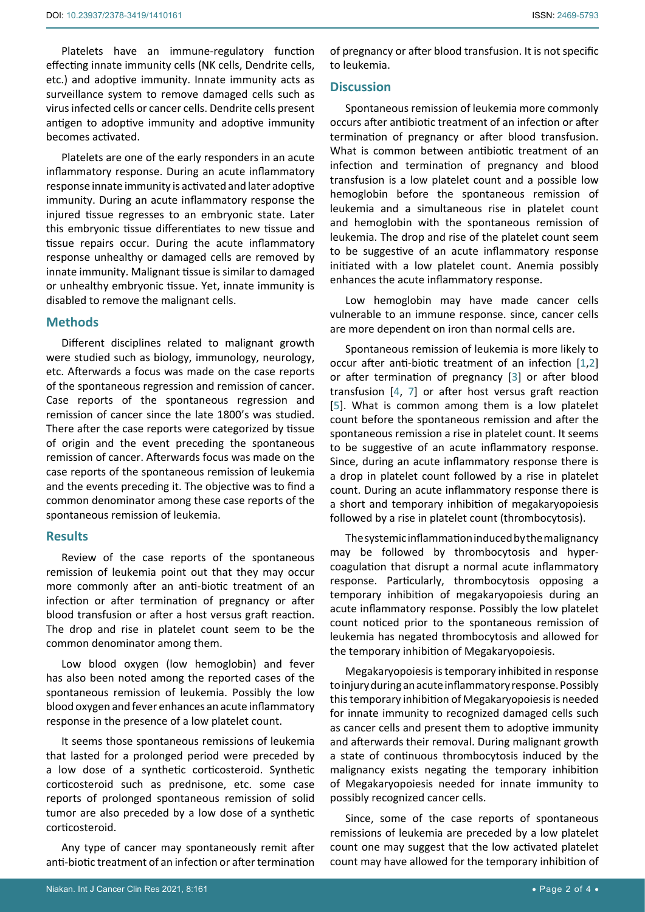Platelets have an immune-regulatory function effecting innate immunity cells (NK cells, Dendrite cells, etc.) and adoptive immunity. Innate immunity acts as surveillance system to remove damaged cells such as virus infected cells or cancer cells. Dendrite cells present antigen to adoptive immunity and adoptive immunity becomes activated.

Platelets are one of the early responders in an acute inflammatory response. During an acute inflammatory response innate immunity is activated and later adoptive immunity. During an acute inflammatory response the injured tissue regresses to an embryonic state. Later this embryonic tissue differentiates to new tissue and tissue repairs occur. During the acute inflammatory response unhealthy or damaged cells are removed by innate immunity. Malignant tissue is similar to damaged or unhealthy embryonic tissue. Yet, innate immunity is disabled to remove the malignant cells.

## Methods

Different disciplines related to malignant growth were studied such as biology, immunology, neurology, etc. Afterwards a focus was made on the case reports of the spontaneous regression and remission of cancer. Case reports of the spontaneous regression and remission of cancer since the late 1800's was studied. There after the case reports were categorized by tissue of origin and the event preceding the spontaneous remission of cancer. Afterwards focus was made on the case reports of the spontaneous remission of leukemia and the events preceding it. The objective was to find a common denominator among these case reports of the spontaneous remission of leukemia.

## Results

Review of the case reports of the spontaneous remission of leukemia point out that they may occur more commonly after an anti-biotic treatment of an infection or after termination of pregnancy or after blood transfusion or after a host versus graft reaction. The drop and rise in platelet count seem to be the common denominator among them.

Low blood oxygen (low hemoglobin) and fever has also been noted among the reported cases of the spontaneous remission of leukemia. Possibly the low blood oxygen and fever enhances an acute inflammatory response in the presence of a low platelet count.

It seems those spontaneous remissions of leukemia that lasted for a prolonged period were preceded by a low dose of a synthetic corticosteroid. Synthetic corticosteroid such as prednisone, etc. some case reports of prolonged spontaneous remission of solid tumor are also preceded by a low dose of a synthetic corticosteroid.

Any type of cancer may spontaneously remit after anti-biotic treatment of an infection or after termination of pregnancy or after blood transfusion. It is not specific to leukemia.

## Discussion

Spontaneous remission of leukemia more commonly occurs after antibiotic treatment of an infection or after termination of pregnancy or after blood transfusion. What is common between antibiotic treatment of an infection and termination of pregnancy and blood transfusion is a low platelet count and a possible low hemoglobin before the spontaneous remission of leukemia and a simultaneous rise in platelet count and hemoglobin with the spontaneous remission of leukemia. The drop and rise of the platelet count seem to be suggestive of an acute inflammatory response initiated with a low platelet count. Anemia possibly enhances the acute inflammatory response.

Low hemoglobin may have made cancer cells vulnerable to an immune response. since, cancer cells are more dependent on iron than normal cells are.

Spontaneous remission of leukemia is more likely to occur after anti-biotic treatment of an infection [1,2] or after termination of pregnancy [3] or after blood transfusion [4, 7] or after host versus graft reaction [5]. What is common among them is a low platelet count before the spontaneous remission and after the spontaneous remission a rise in platelet count. It seems to be suggestive of an acute inflammatory response. Since, during an acute inflammatory response there is a drop in platelet count followed by a rise in platelet count. During an acute inflammatory response there is a short and temporary inhibition of megakaryopoiesis followed by a rise in platelet count (thrombocytosis).

The systemic inflammation induced by the malignancy may be followed by thrombocytosis and hyper-coagulation that disrupt a normal acute inflammatory response. Particularly, thrombocytosis opposing a temporary inhibition of megakaryopoiesis during an acute inflammatory response. Possibly the low platelet count noticed prior to the spontaneous remission of leukemia has negated thrombocytosis and allowed for the temporary inhibition of Megakaryopoiesis.

Megakaryopoiesis is temporary inhibited in response to injury during an acute inflammatory response. Possibly this temporary inhibition of Megakaryopoiesis is needed for innate immunity to recognized damaged cells such as cancer cells and present them to adoptive immunity and afterwards their removal. During malignant growth a state of continuous thrombocytosis induced by the malignancy exists negating the temporary inhibition of Megakaryopoiesis needed for innate immunity to possibly recognized cancer cells.

Since, some of the case reports of spontaneous remissions of leukemia are preceded by a low platelet count one may suggest that the low activated platelet count may have allowed for the temporary inhibition of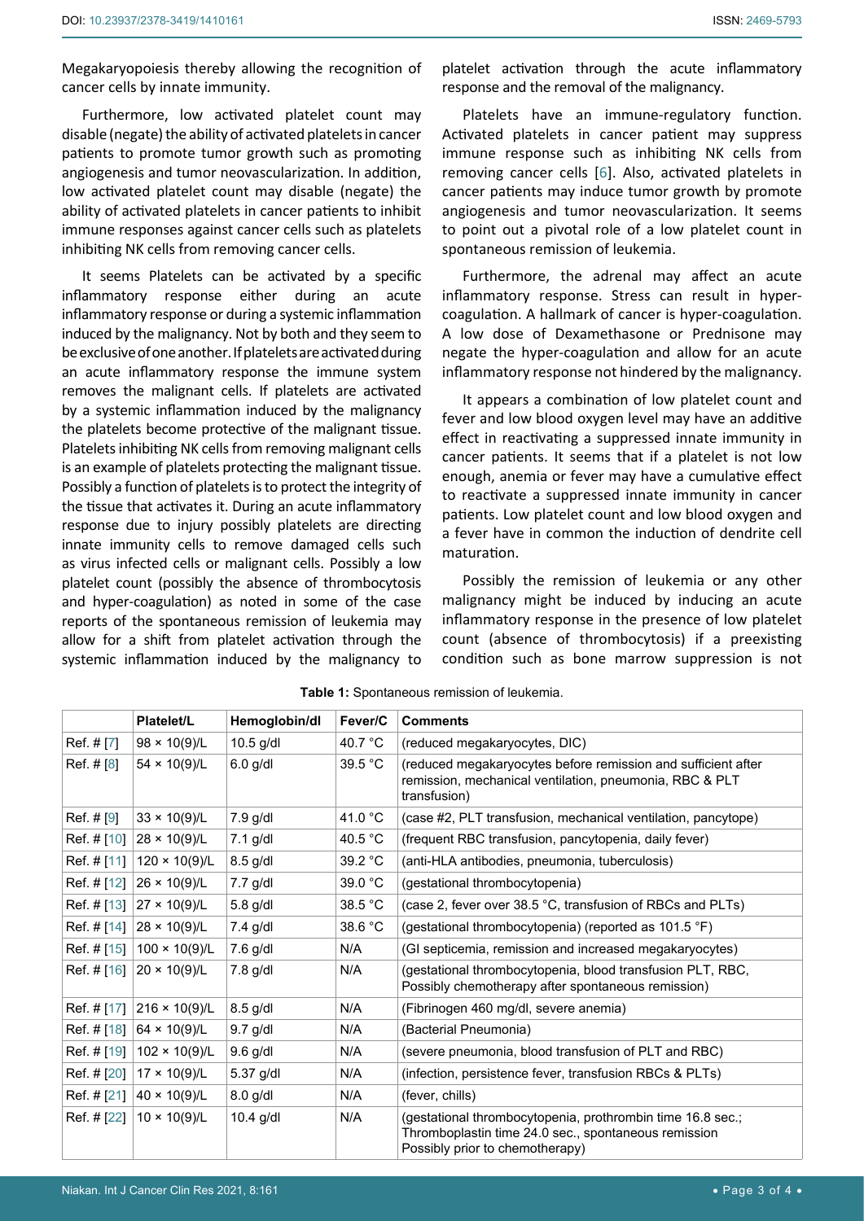Megakaryopoiesis thereby allowing the recognition of cancer cells by innate immunity.

Furthermore, low activated platelet count may disable (negate) the ability of activated platelets in cancer patients to promote tumor growth such as promoting angiogenesis and tumor neovascularization. In addition, low activated platelet count may disable (negate) the ability of activated platelets in cancer patients to inhibit immune responses against cancer cells such as platelets inhibiting NK cells from removing cancer cells.

It seems Platelets can be activated by a specific inflammatory response either during an acute inflammatory response or during a systemic inflammation induced by the malignancy. Not by both and they seem to be exclusive of one another. If platelets are activated during an acute inflammatory response the immune system removes the malignant cells. If platelets are activated by a systemic inflammation induced by the malignancy the platelets become protective of the malignant tissue. Platelets inhibiting NK cells from removing malignant cells is an example of platelets protecting the malignant tissue. Possibly a function of platelets is to protect the integrity of the tissue that activates it. During an acute inflammatory response due to injury possibly platelets are directing innate immunity cells to remove damaged cells such as virus infected cells or malignant cells. Possibly a low platelet count (possibly the absence of thrombocytosis and hyper-coagulation) as noted in some of the case reports of the spontaneous remission of leukemia may allow for a shift from platelet activation through the systemic inflammation induced by the malignancy to platelet activation through the acute inflammatory response and the removal of the malignancy.

Platelets have an immune-regulatory function. Activated platelets in cancer patient may suppress immune response such as inhibiting NK cells from removing cancer cells [6]. Also, activated platelets in cancer patients may induce tumor growth by promote angiogenesis and tumor neovascularization. It seems to point out a pivotal role of a low platelet count in spontaneous remission of leukemia.

Furthermore, the adrenal may affect an acute inflammatory response. Stress can result in hyper-coagulation. A hallmark of cancer is hyper-coagulation. A low dose of Dexamethasone or Prednisone may negate the hyper-coagulation and allow for an acute inflammatory response not hindered by the malignancy.

It appears a combination of low platelet count and fever and low blood oxygen level may have an additive effect in reactivating a suppressed innate immunity in cancer patients. It seems that if a platelet is not low enough, anemia or fever may have a cumulative effect to reactivate a suppressed innate immunity in cancer patients. Low platelet count and low blood oxygen and a fever have in common the induction of dendrite cell maturation.

Possibly the remission of leukemia or any other malignancy might be induced by inducing an acute inflammatory response in the presence of low platelet count (absence of thrombocytosis) if a preexisting condition such as bone marrow suppression is not

**Table 1:** Spontaneous remission of leukemia.

| | Platelet/L | Hemoglobin/dl | Fever/C | Comments |
|---|---|---|---|---|
| Ref. # [7] | 98 × 10(9)/L | 10.5 g/dl | 40.7 °C | (reduced megakaryocytes, DIC) |
| Ref. # [8] | 54 × 10(9)/L | 6.0 g/dl | 39.5 °C | (reduced megakaryocytes before remission and sufficient after remission, mechanical ventilation, pneumonia, RBC & PLT transfusion) |
| Ref. # [9] | 33 × 10(9)/L | 7.9 g/dl | 41.0 °C | (case #2, PLT transfusion, mechanical ventilation, pancytope) |
| Ref. # [10] | 28 × 10(9)/L | 7.1 g/dl | 40.5 °C | (frequent RBC transfusion, pancytopenia, daily fever) |
| Ref. # [11] | 120 × 10(9)/L | 8.5 g/dl | 39.2 °C | (anti-HLA antibodies, pneumonia, tuberculosis) |
| Ref. # [12] | 26 × 10(9)/L | 7.7 g/dl | 39.0 °C | (gestational thrombocytopenia) |
| Ref. # [13] | 27 × 10(9)/L | 5.8 g/dl | 38.5 °C | (case 2, fever over 38.5 °C, transfusion of RBCs and PLTs) |
| Ref. # [14] | 28 × 10(9)/L | 7.4 g/dl | 38.6 °C | (gestational thrombocytopenia) (reported as 101.5 °F) |
| Ref. # [15] | 100 × 10(9)/L | 7.6 g/dl | N/A | (GI septicemia, remission and increased megakaryocytes) |
| Ref. # [16] | 20 × 10(9)/L | 7.8 g/dl | N/A | (gestational thrombocytopenia, blood transfusion PLT, RBC, Possibly chemotherapy after spontaneous remission) |
| Ref. # [17] | 216 × 10(9)/L | 8.5 g/dl | N/A | (Fibrinogen 460 mg/dl, severe anemia) |
| Ref. # [18] | 64 × 10(9)/L | 9.7 g/dl | N/A | (Bacterial Pneumonia) |
| Ref. # [19] | 102 × 10(9)/L | 9.6 g/dl | N/A | (severe pneumonia, blood transfusion of PLT and RBC) |
| Ref. # [20] | 17 × 10(9)/L | 5.37 g/dl | N/A | (infection, persistence fever, transfusion RBCs & PLTs) |
| Ref. # [21] | 40 × 10(9)/L | 8.0 g/dl | N/A | (fever, chills) |
| Ref. # [22] | 10 × 10(9)/L | 10.4 g/dl | N/A | (gestational thrombocytopenia, prothrombin time 16.8 sec.; Thromboplastin time 24.0 sec., spontaneous remission Possibly prior to chemotherapy) |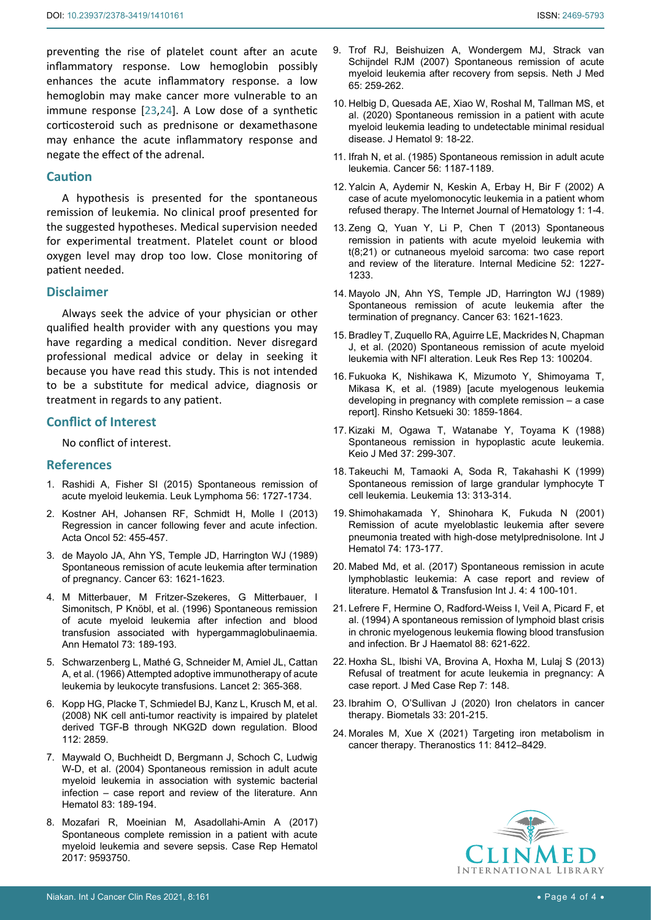preventing the rise of platelet count after an acute inflammatory response. Low hemoglobin possibly enhances the acute inflammatory response. a low hemoglobin may make cancer more vulnerable to an immune response [23,24]. A Low dose of a synthetic corticosteroid such as prednisone or dexamethasone may enhance the acute inflammatory response and negate the effect of the adrenal.

## Caution

A hypothesis is presented for the spontaneous remission of leukemia. No clinical proof presented for the suggested hypotheses. Medical supervision needed for experimental treatment. Platelet count or blood oxygen level may drop too low. Close monitoring of patient needed.

## Disclaimer

Always seek the advice of your physician or other qualified health provider with any questions you may have regarding a medical condition. Never disregard professional medical advice or delay in seeking it because you have read this study. This is not intended to be a substitute for medical advice, diagnosis or treatment in regards to any patient.

## Conflict of Interest

No conflict of interest.

## References

1. Rashidi A, Fisher SI (2015) Spontaneous remission of acute myeloid leukemia. Leuk Lymphoma 56: 1727-1734.
2. Kostner AH, Johansen RF, Schmidt H, Molle I (2013) Regression in cancer following fever and acute infection. Acta Oncol 52: 455-457.
3. de Mayolo JA, Ahn YS, Temple JD, Harrington WJ (1989) Spontaneous remission of acute leukemia after termination of pregnancy. Cancer 63: 1621-1623.
4. M Mitterbauer, M Fritzer-Szekeres, G Mitterbauer, I Simonitsch, P Knöbl, et al. (1996) Spontaneous remission of acute myeloid leukemia after infection and blood transfusion associated with hypergammaglobulinaemia. Ann Hematol 73: 189-193.
5. Schwarzenberg L, Mathé G, Schneider M, Amiel JL, Cattan A, et al. (1966) Attempted adoptive immunotherapy of acute leukemia by leukocyte transfusions. Lancet 2: 365-368.
6. Kopp HG, Placke T, Schmiedel BJ, Kanz L, Krusch M, et al. (2008) NK cell anti-tumor reactivity is impaired by platelet derived TGF-B through NKG2D down regulation. Blood 112: 2859.
7. Maywald O, Buchheidt D, Bergmann J, Schoch C, Ludwig W-D, et al. (2004) Spontaneous remission in adult acute myeloid leukemia in association with systemic bacterial infection – case report and review of the literature. Ann Hematol 83: 189-194.
8. Mozafari R, Moeinian M, Asadollahi-Amin A (2017) Spontaneous complete remission in a patient with acute myeloid leukemia and severe sepsis. Case Rep Hematol 2017: 9593750.
9. Trof RJ, Beishuizen A, Wondergem MJ, Strack van Schijndel RJM (2007) Spontaneous remission of acute myeloid leukemia after recovery from sepsis. Neth J Med 65: 259-262.
10. Helbig D, Quesada AE, Xiao W, Roshal M, Tallman MS, et al. (2020) Spontaneous remission in a patient with acute myeloid leukemia leading to undetectable minimal residual disease. J Hematol 9: 18-22.
11. Ifrah N, et al. (1985) Spontaneous remission in adult acute leukemia. Cancer 56: 1187-1189.
12. Yalcin A, Aydemir N, Keskin A, Erbay H, Bir F (2002) A case of acute myelomonocytic leukemia in a patient whom refused therapy. The Internet Journal of Hematology 1: 1-4.
13. Zeng Q, Yuan Y, Li P, Chen T (2013) Spontaneous remission in patients with acute myeloid leukemia with t(8;21) or cutnaneous myeloid sarcoma: two case report and review of the literature. Internal Medicine 52: 1227-1233.
14. Mayolo JN, Ahn YS, Temple JD, Harrington WJ (1989) Spontaneous remission of acute leukemia after the termination of pregnancy. Cancer 63: 1621-1623.
15. Bradley T, Zuquello RA, Aguirre LE, Mackrides N, Chapman J, et al. (2020) Spontaneous remission of acute myeloid leukemia with NFI alteration. Leuk Res Rep 13: 100204.
16. Fukuoka K, Nishikawa K, Mizumoto Y, Shimoyama T, Mikasa K, et al. (1989) [acute myelogenous leukemia developing in pregnancy with complete remission – a case report]. Rinsho Ketsueki 30: 1859-1864.
17. Kizaki M, Ogawa T, Watanabe Y, Toyama K (1988) Spontaneous remission in hypoplastic acute leukemia. Keio J Med 37: 299-307.
18. Takeuchi M, Tamaoki A, Soda R, Takahashi K (1999) Spontaneous remission of large grandular lymphocyte T cell leukemia. Leukemia 13: 313-314.
19. Shimohakamada Y, Shinohara K, Fukuda N (2001) Remission of acute myeloblastic leukemia after severe pneumonia treated with high-dose metylprednisolone. Int J Hematol 74: 173-177.
20. Mabed Md, et al. (2017) Spontaneous remission in acute lymphoblastic leukemia: A case report and review of literature. Hematol & Transfusion Int J. 4: 4 100-101.
21. Lefrere F, Hermine O, Radford-Weiss I, Veil A, Picard F, et al. (1994) A spontaneous remission of lymphoid blast crisis in chronic myelogenous leukemia flowing blood transfusion and infection. Br J Haematol 88: 621-622.
22. Hoxha SL, Ibishi VA, Brovina A, Hoxha M, Lulaj S (2013) Refusal of treatment for acute leukemia in pregnancy: A case report. J Med Case Rep 7: 148.
23. Ibrahim O, O'Sullivan J (2020) Iron chelators in cancer therapy. Biometals 33: 201-215.
24. Morales M, Xue X (2021) Targeting iron metabolism in cancer therapy. Theranostics 11: 8412–8429.